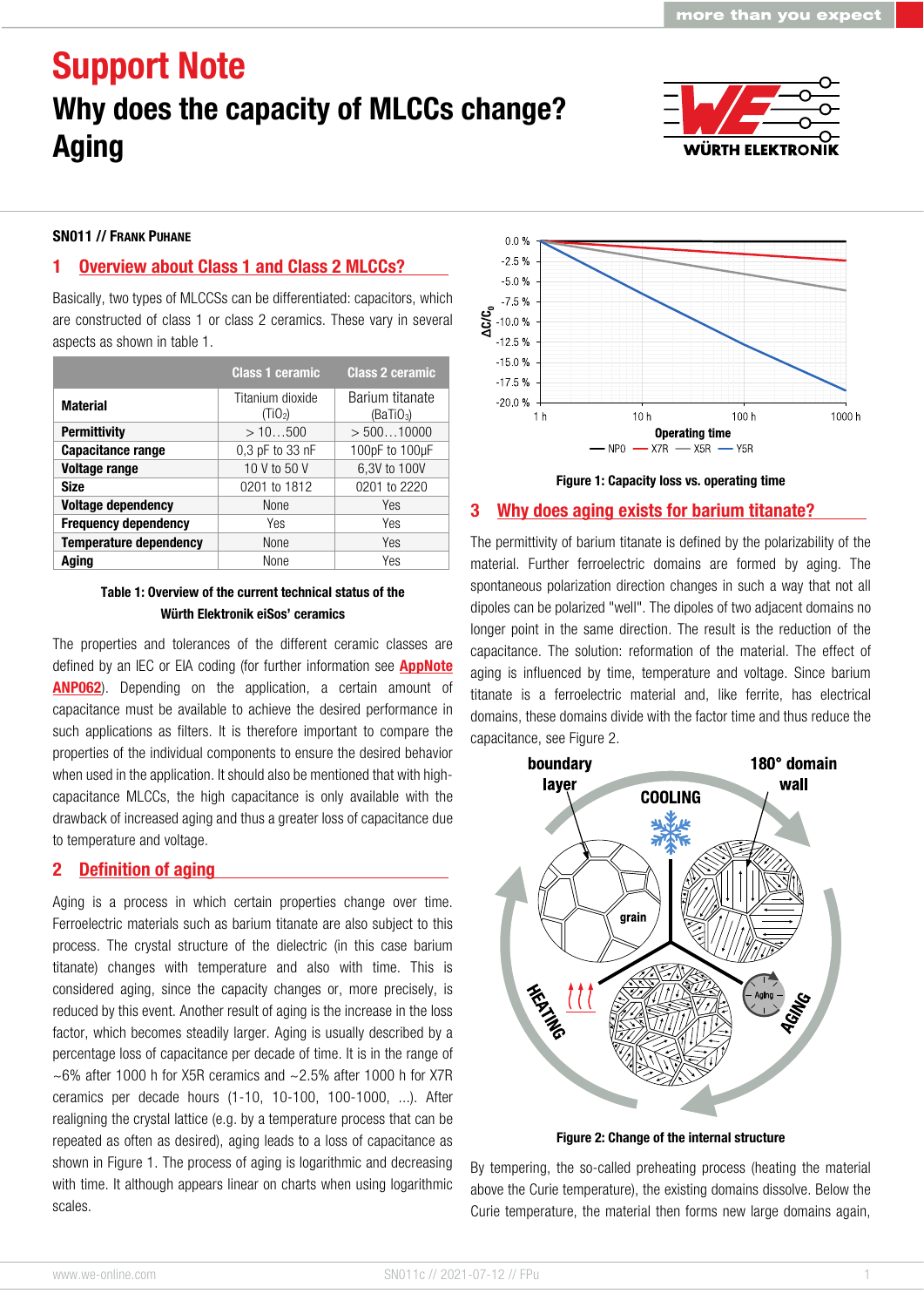# Support Note

# Why does the capacity of MLCCs change? Aging

**SN011 // Frank Puhane**

## 1 Overview about Class 1 and Class 2 MLCCs?

Basically, two types of MLCCSs can be differentiated: capacitors, which are constructed of class 1 or class 2 ceramics. These vary in several aspects as shown in table 1.

| | Class 1 ceramic | Class 2 ceramic |
|---|---|---|
| **Material** | Titanium dioxide ($TiO_2$) | Barium titanate ($BaTiO_3$) |
| **Permittivity** | > 10…500 | > 500…10000 |
| **Capacitance range** | 0,3 pF to 33 nF | 100pF to 100µF |
| **Voltage range** | 10 V to 50 V | 6,3V to 100V |
| **Size** | 0201 to 1812 | 0201 to 2220 |
| **Voltage dependency** | None | Yes |
| **Frequency dependency** | Yes | Yes |
| **Temperature dependency** | None | Yes |
| **Aging** | None | Yes |

**Table 1: Overview of the current technical status of the Würth Elektronik eiSos' ceramics**

The properties and tolerances of the different ceramic classes are defined by an IEC or EIA coding (for further information see **AppNote ANP062**). Depending on the application, a certain amount of capacitance must be available to achieve the desired performance in such applications as filters. It is therefore important to compare the properties of the individual components to ensure the desired behavior when used in the application. It should also be mentioned that with high-capacitance MLCCs, the high capacitance is only available with the drawback of increased aging and thus a greater loss of capacitance due to temperature and voltage.

## 2 Definition of aging

Aging is a process in which certain properties change over time. Ferroelectric materials such as barium titanate are also subject to this process. The crystal structure of the dielectric (in this case barium titanate) changes with temperature and also with time. This is considered aging, since the capacity changes or, more precisely, is reduced by this event. Another result of aging is the increase in the loss factor, which becomes steadily larger. Aging is usually described by a percentage loss of capacitance per decade of time. It is in the range of ~6% after 1000 h for X5R ceramics and ~2.5% after 1000 h for X7R ceramics per decade hours (1-10, 10-100, 100-1000, ...). After realigning the crystal lattice (e.g. by a temperature process that can be repeated as often as desired), aging leads to a loss of capacitance as shown in Figure 1. The process of aging is logarithmic and decreasing with time. It although appears linear on charts when using logarithmic scales.

**Figure 1: Capacity loss vs. operating time**

## 3 Why does aging exists for barium titanate?

The permittivity of barium titanate is defined by the polarizability of the material. Further ferroelectric domains are formed by aging. The spontaneous polarization direction changes in such a way that not all dipoles can be polarized "well". The dipoles of two adjacent domains no longer point in the same direction. The result is the reduction of the capacitance. The solution: reformation of the material. The effect of aging is influenced by time, temperature and voltage. Since barium titanate is a ferroelectric material and, like ferrite, has electrical domains, these domains divide with the factor time and thus reduce the capacitance, see Figure 2.

**Figure 2: Change of the internal structure**

By tempering, the so-called preheating process (heating the material above the Curie temperature), the existing domains dissolve. Below the Curie temperature, the material then forms new large domains again,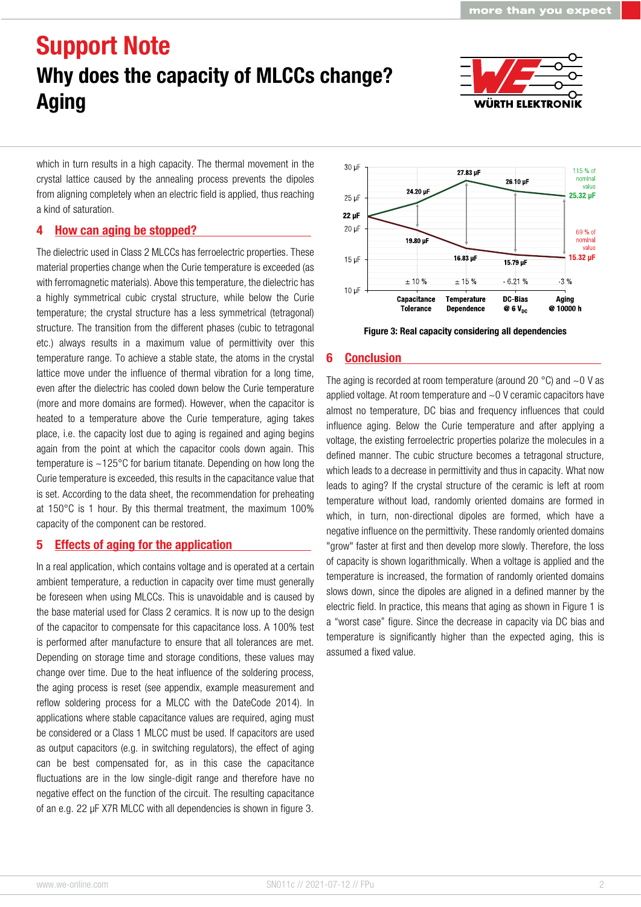which in turn results in a high capacity. The thermal movement in the crystal lattice caused by the annealing process prevents the dipoles from aligning completely when an electric field is applied, thus reaching a kind of saturation.

## 4 How can aging be stopped?

The dielectric used in Class 2 MLCCs has ferroelectric properties. These material properties change when the Curie temperature is exceeded (as with ferromagnetic materials). Above this temperature, the dielectric has a highly symmetrical cubic crystal structure, while below the Curie temperature; the crystal structure has a less symmetrical (tetragonal) structure. The transition from the different phases (cubic to tetragonal etc.) always results in a maximum value of permittivity over this temperature range. To achieve a stable state, the atoms in the crystal lattice move under the influence of thermal vibration for a long time, even after the dielectric has cooled down below the Curie temperature (more and more domains are formed). However, when the capacitor is heated to a temperature above the Curie temperature, aging takes place, i.e. the capacity lost due to aging is regained and aging begins again from the point at which the capacitor cools down again. This temperature is ~125°C for barium titanate. Depending on how long the Curie temperature is exceeded, this results in the capacitance value that is set. According to the data sheet, the recommendation for preheating at 150°C is 1 hour. By this thermal treatment, the maximum 100% capacity of the component can be restored.

## 5 Effects of aging for the application

In a real application, which contains voltage and is operated at a certain ambient temperature, a reduction in capacity over time must generally be foreseen when using MLCCs. This is unavoidable and is caused by the base material used for Class 2 ceramics. It is now up to the design of the capacitor to compensate for this capacitance loss. A 100% test is performed after manufacture to ensure that all tolerances are met. Depending on storage time and storage conditions, these values may change over time. Due to the heat influence of the soldering process, the aging process is reset (see appendix, example measurement and reflow soldering process for a MLCC with the DateCode 2014). In applications where stable capacitance values are required, aging must be considered or a Class 1 MLCC must be used. If capacitors are used as output capacitors (e.g. in switching regulators), the effect of aging can be best compensated for, as in this case the capacitance fluctuations are in the low single-digit range and therefore have no negative effect on the function of the circuit. The resulting capacitance of an e.g. 22 µF X7R MLCC with all dependencies is shown in figure 3.

| | Capacitance Tolerance | Temperature Dependence | DC-Bias @ 6 $V_{DC}$ | Aging @ 10000 h |
|---|---|---|---|---|
| Variation | ± 10 % | ± 15 % | - 6.21 % | -3 % |
| Upper value (starting 22 µF) | 24.20 µF | 27.83 µF | 26.10 µF | 25.32 µF (115 % of nominal value) |
| Lower value (starting 22 µF) | 19.80 µF | 16.83 µF | 15.79 µF | 15.32 µF (69 % of nominal value) |

**Figure 3: Real capacity considering all dependencies**

## 6 Conclusion

The aging is recorded at room temperature (around 20 °C) and ~0 V as applied voltage. At room temperature and ~0 V ceramic capacitors have almost no temperature, DC bias and frequency influences that could influence aging. Below the Curie temperature and after applying a voltage, the existing ferroelectric properties polarize the molecules in a defined manner. The cubic structure becomes a tetragonal structure, which leads to a decrease in permittivity and thus in capacity. What now leads to aging? If the crystal structure of the ceramic is left at room temperature without load, randomly oriented domains are formed in which, in turn, non-directional dipoles are formed, which have a negative influence on the permittivity. These randomly oriented domains "grow" faster at first and then develop more slowly. Therefore, the loss of capacity is shown logarithmically. When a voltage is applied and the temperature is increased, the formation of randomly oriented domains slows down, since the dipoles are aligned in a defined manner by the electric field. In practice, this means that aging as shown in Figure 1 is a "worst case" figure. Since the decrease in capacity via DC bias and temperature is significantly higher than the expected aging, this is assumed a fixed value.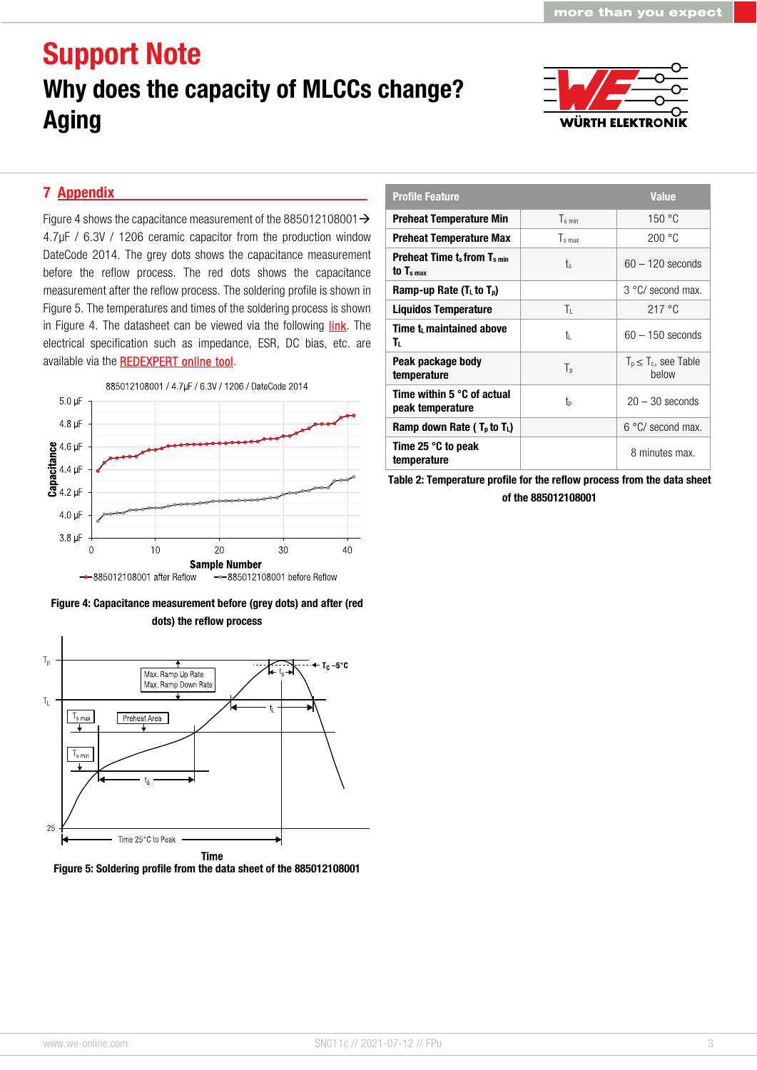## 7 Appendix

Figure 4 shows the capacitance measurement of the 885012108001 → 4.7µF / 6.3V / 1206 ceramic capacitor from the production window DateCode 2014. The grey dots shows the capacitance measurement before the reflow process. The red dots shows the capacitance measurement after the reflow process. The soldering profile is shown in Figure 5. The temperatures and times of the soldering process is shown in Figure 4. The datasheet can be viewed via the following link. The electrical specification such as impedance, ESR, DC bias, etc. are available via the REDEXPERT online tool.

**Figure 4: Capacitance measurement before (grey dots) and after (red dots) the reflow process**

**Figure 5: Soldering profile from the data sheet of the 885012108001**

| Profile Feature | | Value |
|---|---|---|
| **Preheat Temperature Min** | $T_{s\ min}$ | 150 °C |
| **Preheat Temperature Max** | $T_{s\ max}$ | 200 °C |
| **Preheat Time $t_s$ from $T_{s\ min}$ to $T_{s\ max}$** | $t_s$ | 60 – 120 seconds |
| **Ramp-up Rate ($T_L$ to $T_p$)** | | 3 °C/ second max. |
| **Liquidos Temperature** | $T_L$ | 217 °C |
| **Time $t_L$ maintained above $T_L$** | $t_L$ | 60 – 150 seconds |
| **Peak package body temperature** | $T_p$ | $T_p \leq T_c$, see Table below |
| **Time within 5 °C of actual peak temperature** | $t_p$ | 20 – 30 seconds |
| **Ramp down Rate ( $T_p$ to $T_L$)** | | 6 °C/ second max. |
| **Time 25 °C to peak temperature** | | 8 minutes max. |

**Table 2: Temperature profile for the reflow process from the data sheet of the 885012108001**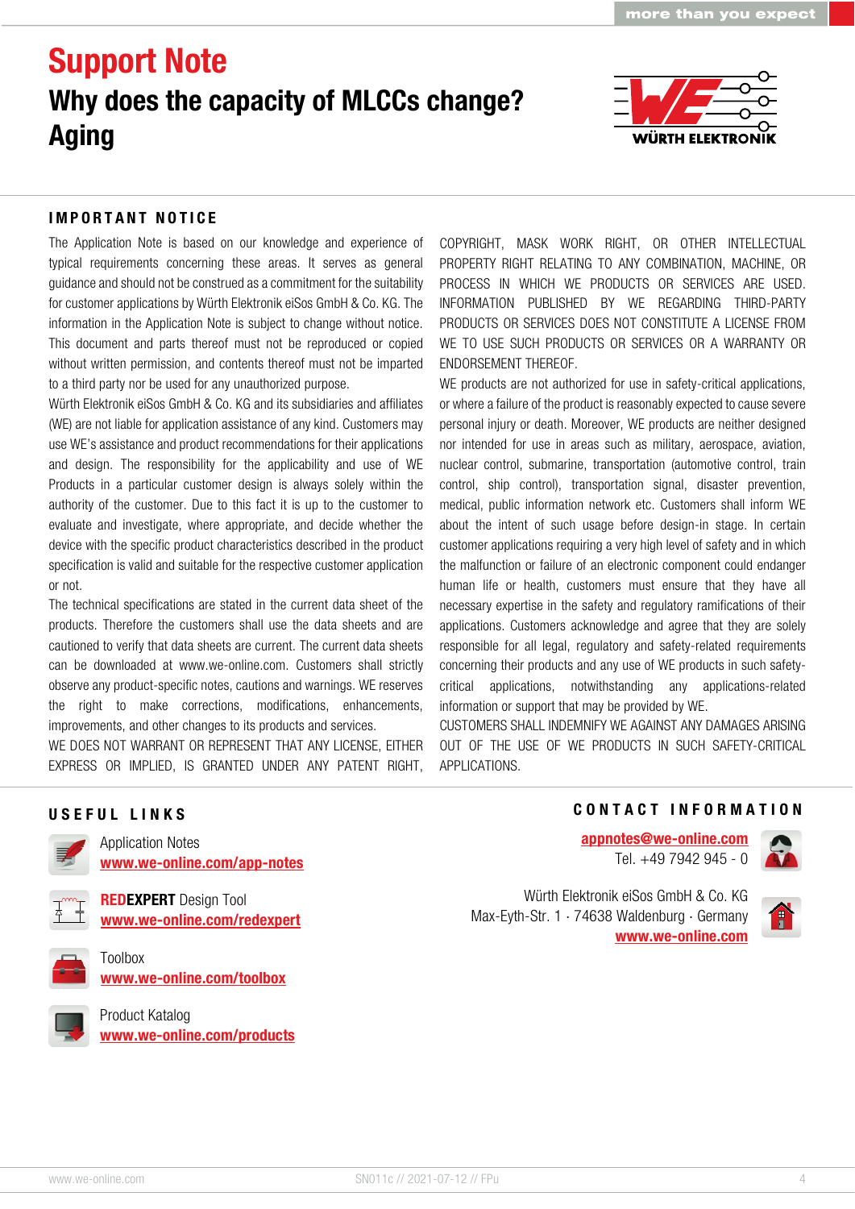# Support Note

## Why does the capacity of MLCCs change? Aging

### IMPORTANT NOTICE

The Application Note is based on our knowledge and experience of typical requirements concerning these areas. It serves as general guidance and should not be construed as a commitment for the suitability for customer applications by Würth Elektronik eiSos GmbH & Co. KG. The information in the Application Note is subject to change without notice. This document and parts thereof must not be reproduced or copied without written permission, and contents thereof must not be imparted to a third party nor be used for any unauthorized purpose.

Würth Elektronik eiSos GmbH & Co. KG and its subsidiaries and affiliates (WE) are not liable for application assistance of any kind. Customers may use WE's assistance and product recommendations for their applications and design. The responsibility for the applicability and use of WE Products in a particular customer design is always solely within the authority of the customer. Due to this fact it is up to the customer to evaluate and investigate, where appropriate, and decide whether the device with the specific product characteristics described in the product specification is valid and suitable for the respective customer application or not.

The technical specifications are stated in the current data sheet of the products. Therefore the customers shall use the data sheets and are cautioned to verify that data sheets are current. The current data sheets can be downloaded at www.we-online.com. Customers shall strictly observe any product-specific notes, cautions and warnings. WE reserves the right to make corrections, modifications, enhancements, improvements, and other changes to its products and services.

WE DOES NOT WARRANT OR REPRESENT THAT ANY LICENSE, EITHER EXPRESS OR IMPLIED, IS GRANTED UNDER ANY PATENT RIGHT, COPYRIGHT, MASK WORK RIGHT, OR OTHER INTELLECTUAL PROPERTY RIGHT RELATING TO ANY COMBINATION, MACHINE, OR PROCESS IN WHICH WE PRODUCTS OR SERVICES ARE USED. INFORMATION PUBLISHED BY WE REGARDING THIRD-PARTY PRODUCTS OR SERVICES DOES NOT CONSTITUTE A LICENSE FROM WE TO USE SUCH PRODUCTS OR SERVICES OR A WARRANTY OR ENDORSEMENT THEREOF.

WE products are not authorized for use in safety-critical applications, or where a failure of the product is reasonably expected to cause severe personal injury or death. Moreover, WE products are neither designed nor intended for use in areas such as military, aerospace, aviation, nuclear control, submarine, transportation (automotive control, train control, ship control), transportation signal, disaster prevention, medical, public information network etc. Customers shall inform WE about the intent of such usage before design-in stage. In certain customer applications requiring a very high level of safety and in which the malfunction or failure of an electronic component could endanger human life or health, customers must ensure that they have all necessary expertise in the safety and regulatory ramifications of their applications. Customers acknowledge and agree that they are solely responsible for all legal, regulatory and safety-related requirements concerning their products and any use of WE products in such safety-critical applications, notwithstanding any applications-related information or support that may be provided by WE.

CUSTOMERS SHALL INDEMNIFY WE AGAINST ANY DAMAGES ARISING OUT OF THE USE OF WE PRODUCTS IN SUCH SAFETY-CRITICAL APPLICATIONS.

### USEFUL LINKS

Application Notes
**www.we-online.com/app-notes**

**REDEXPERT** Design Tool
**www.we-online.com/redexpert**

Toolbox
**www.we-online.com/toolbox**

Product Katalog
**www.we-online.com/products**

### CONTACT INFORMATION

**appnotes@we-online.com**
Tel. +49 7942 945 - 0

Würth Elektronik eiSos GmbH & Co. KG
Max-Eyth-Str. 1 · 74638 Waldenburg · Germany
**www.we-online.com**